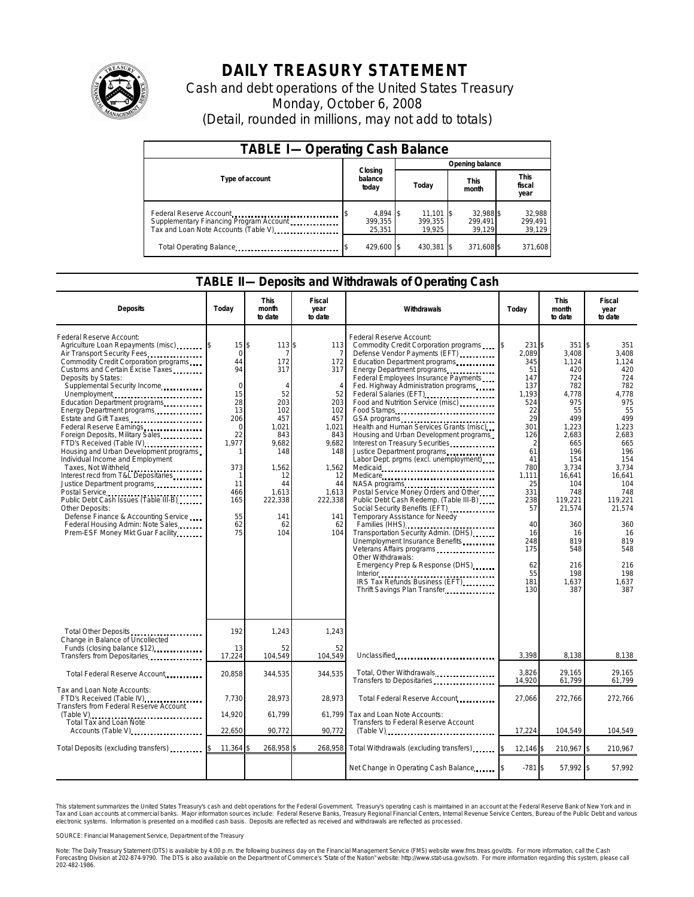# DAILY TREASURY STATEMENT

Cash and debt operations of the United States Treasury

Monday, October 6, 2008

(Detail, rounded in millions, may not add to totals)

| TABLE I—Operating Cash Balance | | | | |
|---|---|---|---|---|
| Type of account | Closing balance today | Opening balance | | |
| | | Today | This month | This fiscal year |
| Federal Reserve Account | $ 4,894 | $ 11,101 | $ 32,988 | $ 32,988 |
| Supplementary Financing Program Account | 399,355 | 399,355 | 299,491 | 299,491 |
| Tax and Loan Note Accounts (Table V) | 25,351 | 19,925 | 39,129 | 39,129 |
| Total Operating Balance | $ 429,600 | $ 430,381 | $ 371,608 | $ 371,608 |

## TABLE II—Deposits and Withdrawals of Operating Cash

| Deposits | Today | This month to date | Fiscal year to date | Withdrawals | Today | This month to date | Fiscal year to date |
|---|---|---|---|---|---|---|---|
| Federal Reserve Account: | | | | Federal Reserve Account: | | | |
| Agriculture Loan Repayments (misc) | $ 15 | $ 113 | $ 113 | Commodity Credit Corporation programs | $ 231 | $ 351 | $ 351 |
| Air Transport Security Fees | 0 | 7 | 7 | Defense Vendor Payments (EFT) | 2,089 | 3,408 | 3,408 |
| Commodity Credit Corporation programs | 44 | 172 | 172 | Education Department programs | 345 | 1,124 | 1,124 |
| Customs and Certain Excise Taxes | 94 | 317 | 317 | Energy Department programs | 51 | 420 | 420 |
| Deposits by States: | | | | Federal Employees Insurance Payments | 147 | 724 | 724 |
| Supplemental Security Income | 0 | 4 | 4 | Fed. Highway Administration programs | 137 | 782 | 782 |
| Unemployment | 15 | 52 | 52 | Federal Salaries (EFT) | 1,193 | 4,778 | 4,778 |
| Education Department programs | 28 | 203 | 203 | Food and Nutrition Service (misc) | 524 | 975 | 975 |
| Energy Department programs | 13 | 102 | 102 | Food Stamps | 22 | 55 | 55 |
| Estate and Gift Taxes | 206 | 457 | 457 | GSA programs | 29 | 499 | 499 |
| Federal Reserve Earnings | 0 | 1,021 | 1,021 | Health and Human Services Grants (misc) | 301 | 1,223 | 1,223 |
| Foreign Deposits, Military Sales | 22 | 843 | 843 | Housing and Urban Development programs | 126 | 2,683 | 2,683 |
| FTD's Received (Table IV) | 1,977 | 9,682 | 9,682 | Interest on Treasury Securities | 2 | 665 | 665 |
| Housing and Urban Development programs | 1 | 148 | 148 | Justice Department programs | 61 | 196 | 196 |
| Individual Income and Employment | | | | Labor Dept. prgms (excl. unemployment) | 41 | 154 | 154 |
| Taxes, Not Withheld | 373 | 1,562 | 1,562 | Medicaid | 780 | 3,734 | 3,734 |
| Interest recd from T&L Depositaries | 1 | 12 | 12 | Medicare | 1,111 | 16,641 | 16,641 |
| Justice Department programs | 11 | 44 | 44 | NASA programs | 25 | 104 | 104 |
| Postal Service | 466 | 1,613 | 1,613 | Postal Service Money Orders and Other | 331 | 748 | 748 |
| Public Debt Cash Issues (Table III-B) | 165 | 222,338 | 222,338 | Public Debt Cash Redemp. (Table III-B) | 238 | 119,221 | 119,221 |
| Other Deposits: | | | | Social Security Benefits (EFT) | 57 | 21,574 | 21,574 |
| Defense Finance & Accounting Service | 55 | 141 | 141 | Temporary Assistance for Needy Families (HHS) | 40 | 360 | 360 |
| Federal Housing Admin: Note Sales | 62 | 62 | 62 | Transportation Security Admin. (DHS) | 16 | 16 | 16 |
| Prem-ESF Money Mkt Guar Facility | 75 | 104 | 104 | Unemployment Insurance Benefits | 248 | 819 | 819 |
| | | | | Veterans Affairs programs | 175 | 548 | 548 |
| | | | | Other Withdrawals: | | | |
| | | | | Emergency Prep & Response (DHS) | 62 | 216 | 216 |
| | | | | Interior | 55 | 198 | 198 |
| | | | | IRS Tax Refunds Business (EFT) | 181 | 1,637 | 1,637 |
| | | | | Thrift Savings Plan Transfer | 130 | 387 | 387 |
| Total Other Deposits | 192 | 1,243 | 1,243 | | | | |
| Change in Balance of Uncollected Funds (closing balance $12) | 13 | 52 | 52 | | | | |
| Transfers from Depositaries | 17,224 | 104,549 | 104,549 | Unclassified | 3,398 | 8,138 | 8,138 |
| Total Federal Reserve Account | 20,858 | 344,535 | 344,535 | Total, Other Withdrawals | 3,826 | 29,165 | 29,165 |
| | | | | Transfers to Depositaries | 14,920 | 61,799 | 61,799 |
| Tax and Loan Note Accounts: | | | | Total Federal Reserve Account | 27,066 | 272,766 | 272,766 |
| FTD's Received (Table IV) | 7,730 | 28,973 | 28,973 | | | | |
| Transfers from Federal Reserve Account (Table V) | 14,920 | 61,799 | 61,799 | Tax and Loan Note Accounts: | | | |
| Total Tax and Loan Note Accounts (Table V) | 22,650 | 90,772 | 90,772 | Transfers to Federal Reserve Account (Table V) | 17,224 | 104,549 | 104,549 |
| Total Deposits (excluding transfers) | $ 11,364 | $ 268,958 | $ 268,958 | Total Withdrawals (excluding transfers) | $ 12,146 | $ 210,967 | $ 210,967 |
| | | | | Net Change in Operating Cash Balance | $ -781 | $ 57,992 | $ 57,992 |

This statement summarizes the United States Treasury's cash and debt operations for the Federal Government. Treasury's operating cash is maintained in an account at the Federal Reserve Bank of New York and in Tax and Loan accounts at commercial banks. Major information sources include: Federal Reserve Banks, Treasury Regional Financial Centers, Internal Revenue Service Centers, Bureau of the Public Debt and various electronic systems. Information is presented on a modified cash basis. Deposits are reflected as received and withdrawals are reflected as processed.

SOURCE: Financial Management Service, Department of the Treasury

Note: The Daily Treasury Statement (DTS) is available by 4:00 p.m. the following business day on the Financial Management Service (FMS) website www.fms.treas.gov/dts. For more information, call the Cash Forecasting Division at 202-874-9790. The DTS is also available on the Department of Commerce's "State of the Nation" website: http://www.stat-usa.gov/sotn. For more information regarding this system, please call 202-482-1986.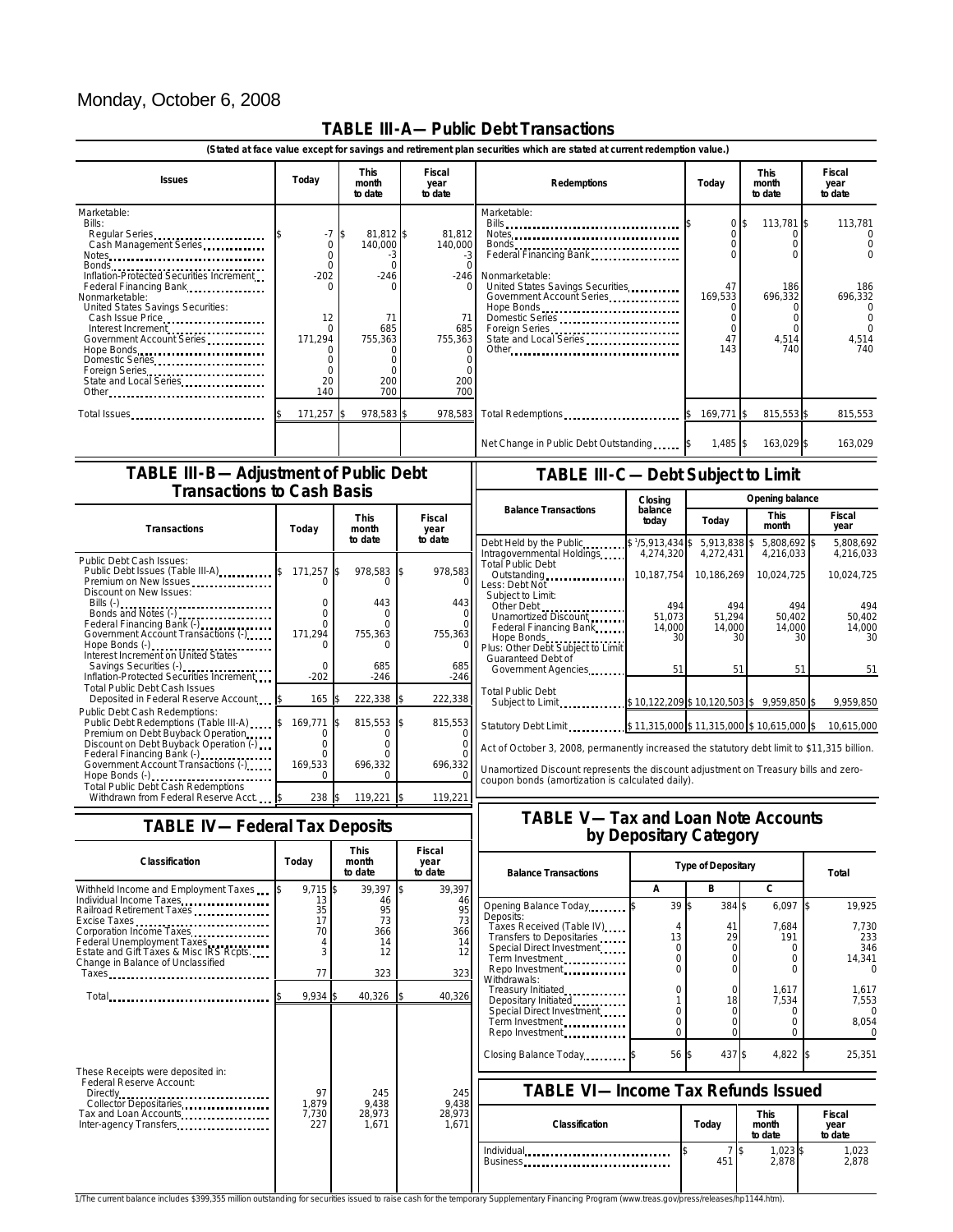Monday, October 6, 2008

## TABLE III-A— Public Debt Transactions

(Stated at face value except for savings and retirement plan securities which are stated at current redemption value.)

| Issues | Today | This month to date | Fiscal year to date |
|---|---|---|---|
| Marketable: | | | |
| Bills: | | | |
| Regular Series | $ -7 | $ 81,812 | $ 81,812 |
| Cash Management Series | 0 | 140,000 | 140,000 |
| Notes | 0 | -3 | -3 |
| Bonds | 0 | 0 | 0 |
| Inflation-Protected Securities Increment | -202 | -246 | -246 |
| Federal Financing Bank | 0 | 0 | 0 |
| Nonmarketable: | | | |
| United States Savings Securities: | | | |
| Cash Issue Price | 12 | 71 | 71 |
| Interest Increment | 0 | 685 | 685 |
| Government Account Series | 171,294 | 755,363 | 755,363 |
| Hope Bonds | 0 | 0 | 0 |
| Domestic Series | 0 | 0 | 0 |
| Foreign Series | 0 | 0 | 0 |
| State and Local Series | 20 | 200 | 200 |
| Other | 140 | 700 | 700 |
| Total Issues | $ 171,257 | $ 978,583 | $ 978,583 |

| Redemptions | Today | This month to date | Fiscal year to date |
|---|---|---|---|
| Marketable: | | | |
| Bills | $ 0 | $ 113,781 | $ 113,781 |
| Notes | 0 | 0 | 0 |
| Bonds | 0 | 0 | 0 |
| Federal Financing Bank | 0 | 0 | 0 |
| Nonmarketable: | | | |
| United States Savings Securities | 47 | 186 | 186 |
| Government Account Series | 169,533 | 696,332 | 696,332 |
| Hope Bonds | 0 | 0 | 0 |
| Domestic Series | 0 | 0 | 0 |
| Foreign Series | 0 | 0 | 0 |
| State and Local Series | 47 | 4,514 | 4,514 |
| Other | 143 | 740 | 740 |
| Total Redemptions | $ 169,771 | $ 815,553 | $ 815,553 |
| Net Change in Public Debt Outstanding | $ 1,485 | $ 163,029 | $ 163,029 |

## TABLE III-B— Adjustment of Public Debt Transactions to Cash Basis

| Transactions | Today | This month to date | Fiscal year to date |
|---|---|---|---|
| Public Debt Cash Issues: | | | |
| Public Debt Issues (Table III-A) | $ 171,257 | $ 978,583 | $ 978,583 |
| Premium on New Issues | 0 | 0 | 0 |
| Discount on New Issues: | | | |
| Bills (-) | 0 | 443 | 443 |
| Bonds and Notes (-) | 0 | 0 | 0 |
| Federal Financing Bank (-) | 0 | 0 | 0 |
| Government Account Transactions (-) | 171,294 | 755,363 | 755,363 |
| Hope Bonds (-) | 0 | 0 | 0 |
| Interest Increment on United States Savings Securities (-) | 0 | 685 | 685 |
| Inflation-Protected Securities Increment | -202 | -246 | -246 |
| Total Public Debt Cash Issues Deposited in Federal Reserve Account | $ 165 | $ 222,338 | $ 222,338 |
| Public Debt Cash Redemptions: | | | |
| Public Debt Redemptions (Table III-A) | $ 169,771 | $ 815,553 | $ 815,553 |
| Premium on Debt Buyback Operation | 0 | 0 | 0 |
| Discount on Debt Buyback Operation (-) | 0 | 0 | 0 |
| Federal Financing Bank (-) | 0 | 0 | 0 |
| Government Account Transactions (-) | 169,533 | 696,332 | 696,332 |
| Hope Bonds (-) | 0 | 0 | 0 |
| Total Public Debt Cash Redemptions Withdrawn from Federal Reserve Acct. | $ 238 | $ 119,221 | $ 119,221 |

## TABLE III-C— Debt Subject to Limit

| Balance Transactions | Closing balance today | Opening balance Today | Opening balance This month | Opening balance Fiscal year |
|---|---|---|---|---|
| Debt Held by the Public | $ [1]5,913,434 | $ 5,913,838 | $ 5,808,692 | $ 5,808,692 |
| Intragovernmental Holdings | 4,274,320 | 4,272,431 | 4,216,033 | 4,216,033 |
| Total Public Debt Outstanding | 10,187,754 | 10,186,269 | 10,024,725 | 10,024,725 |
| Less: Debt Not Subject to Limit: | | | | |
| Other Debt | 494 | 494 | 494 | 494 |
| Unamortized Discount | 51,073 | 51,294 | 50,402 | 50,402 |
| Federal Financing Bank | 14,000 | 14,000 | 14,000 | 14,000 |
| Hope Bonds | 30 | 30 | 30 | 30 |
| Plus: Other Debt Subject to Limit | | | | |
| Guaranteed Debt of Government Agencies | 51 | 51 | 51 | 51 |
| Total Public Debt Subject to Limit | $ 10,122,209 | $ 10,120,503 | $ 9,959,850 | $ 9,959,850 |
| Statutory Debt Limit | $ 11,315,000 | $ 11,315,000 | $ 10,615,000 | $ 10,615,000 |

Act of October 3, 2008, permanently increased the statutory debt limit to $11,315 billion.

Unamortized Discount represents the discount adjustment on Treasury bills and zero-coupon bonds (amortization is calculated daily).

## TABLE IV— Federal Tax Deposits

| Classification | Today | This month to date | Fiscal year to date |
|---|---|---|---|
| Withheld Income and Employment Taxes | $ 9,715 | $ 39,397 | $ 39,397 |
| Individual Income Taxes | 13 | 46 | 46 |
| Railroad Retirement Taxes | 35 | 95 | 95 |
| Excise Taxes | 17 | 73 | 73 |
| Corporation Income Taxes | 70 | 366 | 366 |
| Federal Unemployment Taxes | 4 | 14 | 14 |
| Estate and Gift Taxes & Misc IRS Rcpts. | 3 | 12 | 12 |
| Change in Balance of Unclassified Taxes | 77 | 323 | 323 |
| Total | $ 9,934 | $ 40,326 | $ 40,326 |
| These Receipts were deposited in: | | | |
| Federal Reserve Account: | | | |
| Directly | 97 | 245 | 245 |
| Collector Depositaries | 1,879 | 9,438 | 9,438 |
| Tax and Loan Accounts | 7,730 | 28,973 | 28,973 |
| Inter-agency Transfers | 227 | 1,671 | 1,671 |

## TABLE V— Tax and Loan Note Accounts by Depositary Category

| Balance Transactions | Type of Depositary A | Type of Depositary B | Type of Depositary C | Total |
|---|---|---|---|---|
| Opening Balance Today | $ 39 | $ 384 | $ 6,097 | $ 19,925 |
| Deposits: | | | | |
| Taxes Received (Table IV) | 4 | 41 | 7,684 | 7,730 |
| Transfers to Depositaries | 13 | 29 | 191 | 233 |
| Special Direct Investment | 0 | 0 | 0 | 346 |
| Term Investment | 0 | 0 | 0 | 14,341 |
| Repo Investment | 0 | 0 | 0 | 0 |
| Withdrawals: | | | | |
| Treasury Initiated | 0 | 0 | 1,617 | 1,617 |
| Depositary Initiated | 1 | 18 | 7,534 | 7,553 |
| Special Direct Investment | 0 | 0 | 0 | 0 |
| Term Investment | 0 | 0 | 0 | 8,054 |
| Repo Investment | 0 | 0 | 0 | 0 |
| Closing Balance Today | $ 56 | $ 437 | $ 4,822 | $ 25,351 |

## TABLE VI— Income Tax Refunds Issued

| Classification | Today | This month to date | Fiscal year to date |
|---|---|---|---|
| Individual | $ 7 | $ 1,023 | $ 1,023 |
| Business | 451 | 2,878 | 2,878 |

1/The current balance includes $399,355 million outstanding for securities issued to raise cash for the temporary Supplementary Financing Program (www.treas.gov/press/releases/hp1144.htm).